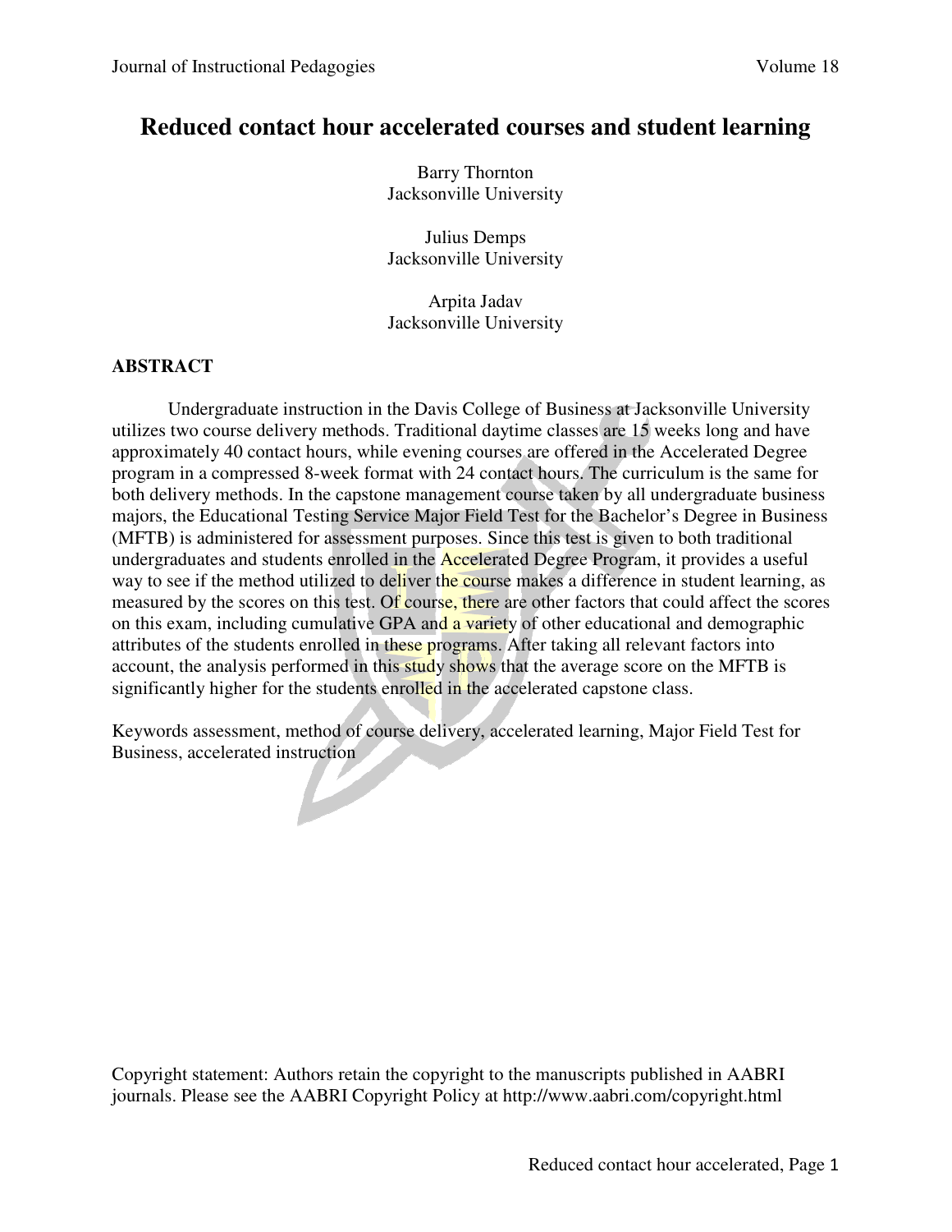# Reduced contact hour accelerated courses and student learning

Barry Thornton
Jacksonville University

Julius Demps
Jacksonville University

Arpita Jadav
Jacksonville University

## ABSTRACT

Undergraduate instruction in the Davis College of Business at Jacksonville University utilizes two course delivery methods. Traditional daytime classes are 15 weeks long and have approximately 40 contact hours, while evening courses are offered in the Accelerated Degree program in a compressed 8-week format with 24 contact hours. The curriculum is the same for both delivery methods. In the capstone management course taken by all undergraduate business majors, the Educational Testing Service Major Field Test for the Bachelor's Degree in Business (MFTB) is administered for assessment purposes. Since this test is given to both traditional undergraduates and students enrolled in the Accelerated Degree Program, it provides a useful way to see if the method utilized to deliver the course makes a difference in student learning, as measured by the scores on this test. Of course, there are other factors that could affect the scores on this exam, including cumulative GPA and a variety of other educational and demographic attributes of the students enrolled in these programs. After taking all relevant factors into account, the analysis performed in this study shows that the average score on the MFTB is significantly higher for the students enrolled in the accelerated capstone class.

Keywords assessment, method of course delivery, accelerated learning, Major Field Test for Business, accelerated instruction

Copyright statement: Authors retain the copyright to the manuscripts published in AABRI journals. Please see the AABRI Copyright Policy at http://www.aabri.com/copyright.html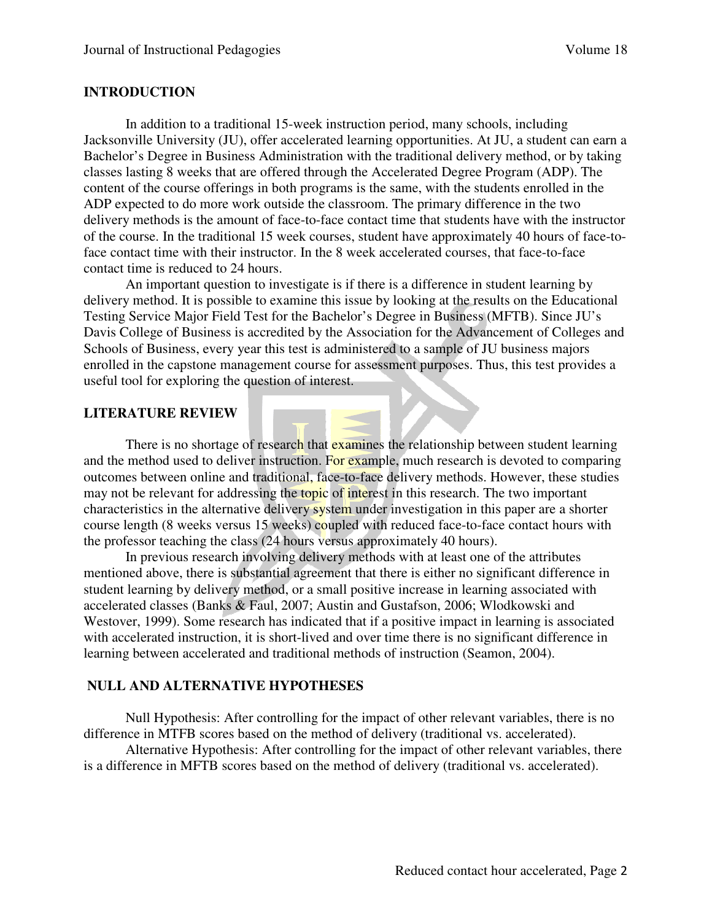## INTRODUCTION

In addition to a traditional 15-week instruction period, many schools, including Jacksonville University (JU), offer accelerated learning opportunities. At JU, a student can earn a Bachelor's Degree in Business Administration with the traditional delivery method, or by taking classes lasting 8 weeks that are offered through the Accelerated Degree Program (ADP). The content of the course offerings in both programs is the same, with the students enrolled in the ADP expected to do more work outside the classroom. The primary difference in the two delivery methods is the amount of face-to-face contact time that students have with the instructor of the course. In the traditional 15 week courses, student have approximately 40 hours of face-to-face contact time with their instructor. In the 8 week accelerated courses, that face-to-face contact time is reduced to 24 hours.

An important question to investigate is if there is a difference in student learning by delivery method. It is possible to examine this issue by looking at the results on the Educational Testing Service Major Field Test for the Bachelor's Degree in Business (MFTB). Since JU's Davis College of Business is accredited by the Association for the Advancement of Colleges and Schools of Business, every year this test is administered to a sample of JU business majors enrolled in the capstone management course for assessment purposes. Thus, this test provides a useful tool for exploring the question of interest.

## LITERATURE REVIEW

There is no shortage of research that examines the relationship between student learning and the method used to deliver instruction. For example, much research is devoted to comparing outcomes between online and traditional, face-to-face delivery methods. However, these studies may not be relevant for addressing the topic of interest in this research. The two important characteristics in the alternative delivery system under investigation in this paper are a shorter course length (8 weeks versus 15 weeks) coupled with reduced face-to-face contact hours with the professor teaching the class (24 hours versus approximately 40 hours).

In previous research involving delivery methods with at least one of the attributes mentioned above, there is substantial agreement that there is either no significant difference in student learning by delivery method, or a small positive increase in learning associated with accelerated classes (Banks & Faul, 2007; Austin and Gustafson, 2006; Wlodkowski and Westover, 1999). Some research has indicated that if a positive impact in learning is associated with accelerated instruction, it is short-lived and over time there is no significant difference in learning between accelerated and traditional methods of instruction (Seamon, 2004).

## NULL AND ALTERNATIVE HYPOTHESES

Null Hypothesis: After controlling for the impact of other relevant variables, there is no difference in MTFB scores based on the method of delivery (traditional vs. accelerated).

Alternative Hypothesis: After controlling for the impact of other relevant variables, there is a difference in MFTB scores based on the method of delivery (traditional vs. accelerated).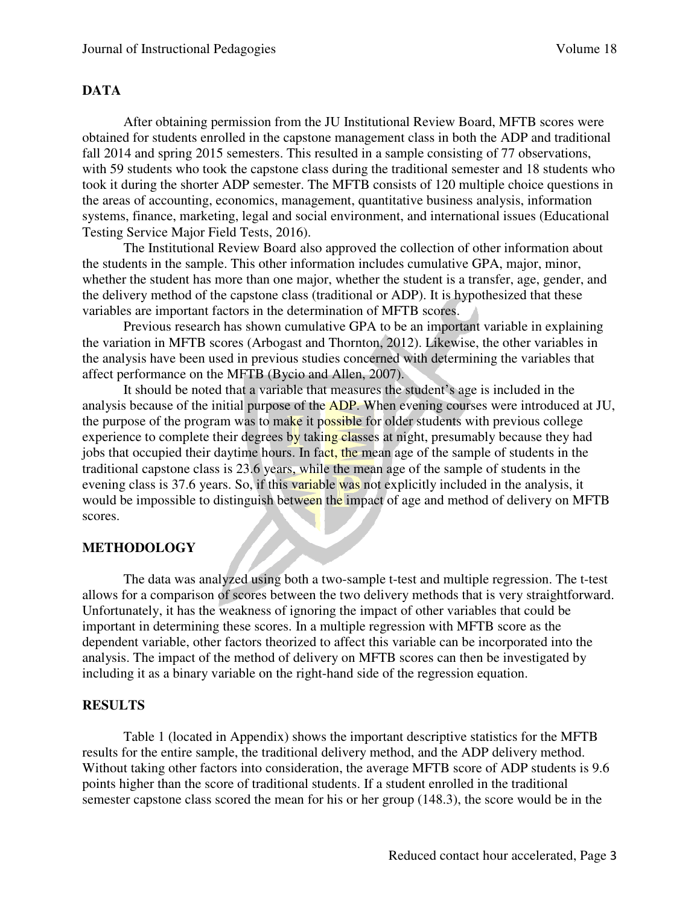## DATA

After obtaining permission from the JU Institutional Review Board, MFTB scores were obtained for students enrolled in the capstone management class in both the ADP and traditional fall 2014 and spring 2015 semesters. This resulted in a sample consisting of 77 observations, with 59 students who took the capstone class during the traditional semester and 18 students who took it during the shorter ADP semester. The MFTB consists of 120 multiple choice questions in the areas of accounting, economics, management, quantitative business analysis, information systems, finance, marketing, legal and social environment, and international issues (Educational Testing Service Major Field Tests, 2016).

The Institutional Review Board also approved the collection of other information about the students in the sample. This other information includes cumulative GPA, major, minor, whether the student has more than one major, whether the student is a transfer, age, gender, and the delivery method of the capstone class (traditional or ADP). It is hypothesized that these variables are important factors in the determination of MFTB scores.

Previous research has shown cumulative GPA to be an important variable in explaining the variation in MFTB scores (Arbogast and Thornton, 2012). Likewise, the other variables in the analysis have been used in previous studies concerned with determining the variables that affect performance on the MFTB (Bycio and Allen, 2007).

It should be noted that a variable that measures the student's age is included in the analysis because of the initial purpose of the ADP. When evening courses were introduced at JU, the purpose of the program was to make it possible for older students with previous college experience to complete their degrees by taking classes at night, presumably because they had jobs that occupied their daytime hours. In fact, the mean age of the sample of students in the traditional capstone class is 23.6 years, while the mean age of the sample of students in the evening class is 37.6 years. So, if this variable was not explicitly included in the analysis, it would be impossible to distinguish between the impact of age and method of delivery on MFTB scores.

## METHODOLOGY

The data was analyzed using both a two-sample t-test and multiple regression. The t-test allows for a comparison of scores between the two delivery methods that is very straightforward. Unfortunately, it has the weakness of ignoring the impact of other variables that could be important in determining these scores. In a multiple regression with MFTB score as the dependent variable, other factors theorized to affect this variable can be incorporated into the analysis. The impact of the method of delivery on MFTB scores can then be investigated by including it as a binary variable on the right-hand side of the regression equation.

## RESULTS

Table 1 (located in Appendix) shows the important descriptive statistics for the MFTB results for the entire sample, the traditional delivery method, and the ADP delivery method. Without taking other factors into consideration, the average MFTB score of ADP students is 9.6 points higher than the score of traditional students. If a student enrolled in the traditional semester capstone class scored the mean for his or her group (148.3), the score would be in the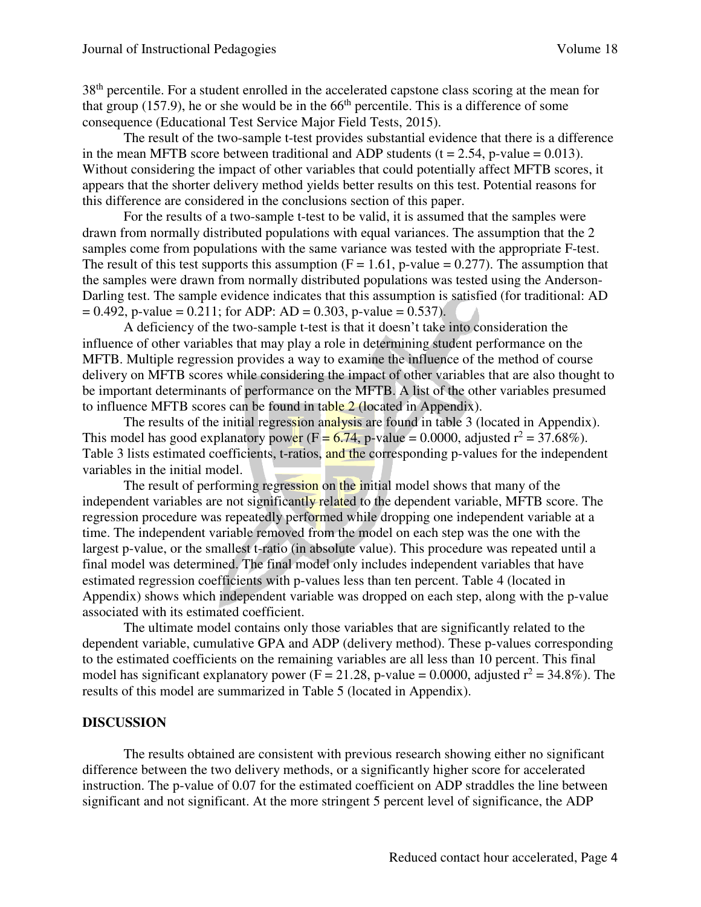38th percentile. For a student enrolled in the accelerated capstone class scoring at the mean for that group (157.9), he or she would be in the 66th percentile. This is a difference of some consequence (Educational Test Service Major Field Tests, 2015).

The result of the two-sample t-test provides substantial evidence that there is a difference in the mean MFTB score between traditional and ADP students ($t = 2.54$, p-value = 0.013). Without considering the impact of other variables that could potentially affect MFTB scores, it appears that the shorter delivery method yields better results on this test. Potential reasons for this difference are considered in the conclusions section of this paper.

For the results of a two-sample t-test to be valid, it is assumed that the samples were drawn from normally distributed populations with equal variances. The assumption that the 2 samples come from populations with the same variance was tested with the appropriate F-test. The result of this test supports this assumption ($F = 1.61$, p-value = 0.277). The assumption that the samples were drawn from normally distributed populations was tested using the Anderson-Darling test. The sample evidence indicates that this assumption is satisfied (for traditional: AD = 0.492, p-value = 0.211; for ADP: AD = 0.303, p-value = 0.537).

A deficiency of the two-sample t-test is that it doesn't take into consideration the influence of other variables that may play a role in determining student performance on the MFTB. Multiple regression provides a way to examine the influence of the method of course delivery on MFTB scores while considering the impact of other variables that are also thought to be important determinants of performance on the MFTB. A list of the other variables presumed to influence MFTB scores can be found in table 2 (located in Appendix).

The results of the initial regression analysis are found in table 3 (located in Appendix). This model has good explanatory power ($F = 6.74$, p-value = 0.0000, adjusted $r^2 = 37.68\%$). Table 3 lists estimated coefficients, t-ratios, and the corresponding p-values for the independent variables in the initial model.

The result of performing regression on the initial model shows that many of the independent variables are not significantly related to the dependent variable, MFTB score. The regression procedure was repeatedly performed while dropping one independent variable at a time. The independent variable removed from the model on each step was the one with the largest p-value, or the smallest t-ratio (in absolute value). This procedure was repeated until a final model was determined. The final model only includes independent variables that have estimated regression coefficients with p-values less than ten percent. Table 4 (located in Appendix) shows which independent variable was dropped on each step, along with the p-value associated with its estimated coefficient.

The ultimate model contains only those variables that are significantly related to the dependent variable, cumulative GPA and ADP (delivery method). These p-values corresponding to the estimated coefficients on the remaining variables are all less than 10 percent. This final model has significant explanatory power ($F = 21.28$, p-value = 0.0000, adjusted $r^2 = 34.8\%$). The results of this model are summarized in Table 5 (located in Appendix).

## DISCUSSION

The results obtained are consistent with previous research showing either no significant difference between the two delivery methods, or a significantly higher score for accelerated instruction. The p-value of 0.07 for the estimated coefficient on ADP straddles the line between significant and not significant. At the more stringent 5 percent level of significance, the ADP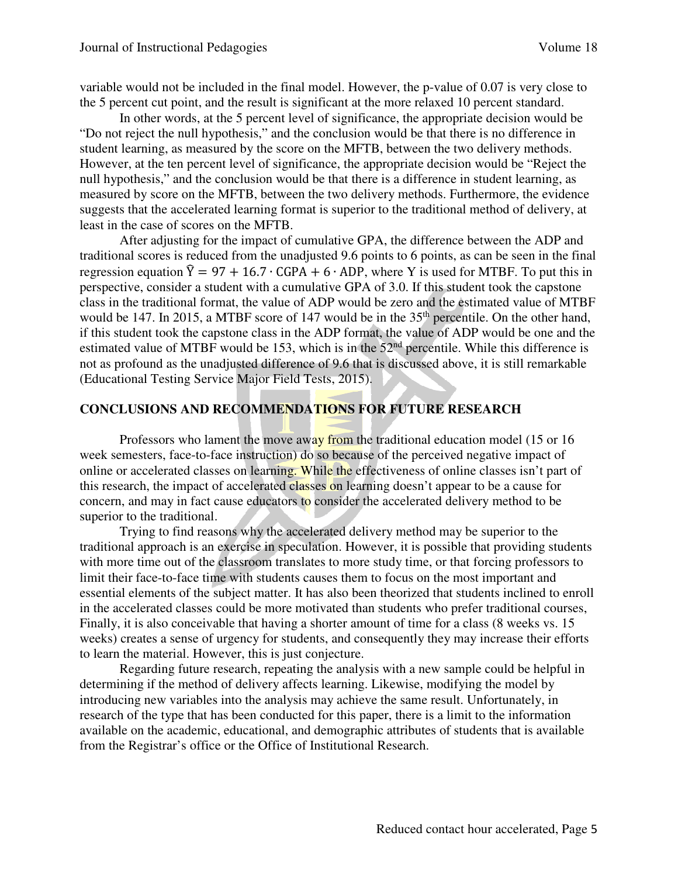variable would not be included in the final model. However, the p-value of 0.07 is very close to the 5 percent cut point, and the result is significant at the more relaxed 10 percent standard.

In other words, at the 5 percent level of significance, the appropriate decision would be "Do not reject the null hypothesis," and the conclusion would be that there is no difference in student learning, as measured by the score on the MFTB, between the two delivery methods. However, at the ten percent level of significance, the appropriate decision would be "Reject the null hypothesis," and the conclusion would be that there is a difference in student learning, as measured by score on the MFTB, between the two delivery methods. Furthermore, the evidence suggests that the accelerated learning format is superior to the traditional method of delivery, at least in the case of scores on the MFTB.

After adjusting for the impact of cumulative GPA, the difference between the ADP and traditional scores is reduced from the unadjusted 9.6 points to 6 points, as can be seen in the final regression equation $\hat{Y} = 97 + 16.7 \cdot \text{CGPA} + 6 \cdot \text{ADP}$, where Y is used for MTBF. To put this in perspective, consider a student with a cumulative GPA of 3.0. If this student took the capstone class in the traditional format, the value of ADP would be zero and the estimated value of MTBF would be 147. In 2015, a MTBF score of 147 would be in the 35th percentile. On the other hand, if this student took the capstone class in the ADP format, the value of ADP would be one and the estimated value of MTBF would be 153, which is in the 52nd percentile. While this difference is not as profound as the unadjusted difference of 9.6 that is discussed above, it is still remarkable (Educational Testing Service Major Field Tests, 2015).

## CONCLUSIONS AND RECOMMENDATIONS FOR FUTURE RESEARCH

Professors who lament the move away from the traditional education model (15 or 16 week semesters, face-to-face instruction) do so because of the perceived negative impact of online or accelerated classes on learning. While the effectiveness of online classes isn't part of this research, the impact of accelerated classes on learning doesn't appear to be a cause for concern, and may in fact cause educators to consider the accelerated delivery method to be superior to the traditional.

Trying to find reasons why the accelerated delivery method may be superior to the traditional approach is an exercise in speculation. However, it is possible that providing students with more time out of the classroom translates to more study time, or that forcing professors to limit their face-to-face time with students causes them to focus on the most important and essential elements of the subject matter. It has also been theorized that students inclined to enroll in the accelerated classes could be more motivated than students who prefer traditional courses, Finally, it is also conceivable that having a shorter amount of time for a class (8 weeks vs. 15 weeks) creates a sense of urgency for students, and consequently they may increase their efforts to learn the material. However, this is just conjecture.

Regarding future research, repeating the analysis with a new sample could be helpful in determining if the method of delivery affects learning. Likewise, modifying the model by introducing new variables into the analysis may achieve the same result. Unfortunately, in research of the type that has been conducted for this paper, there is a limit to the information available on the academic, educational, and demographic attributes of students that is available from the Registrar's office or the Office of Institutional Research.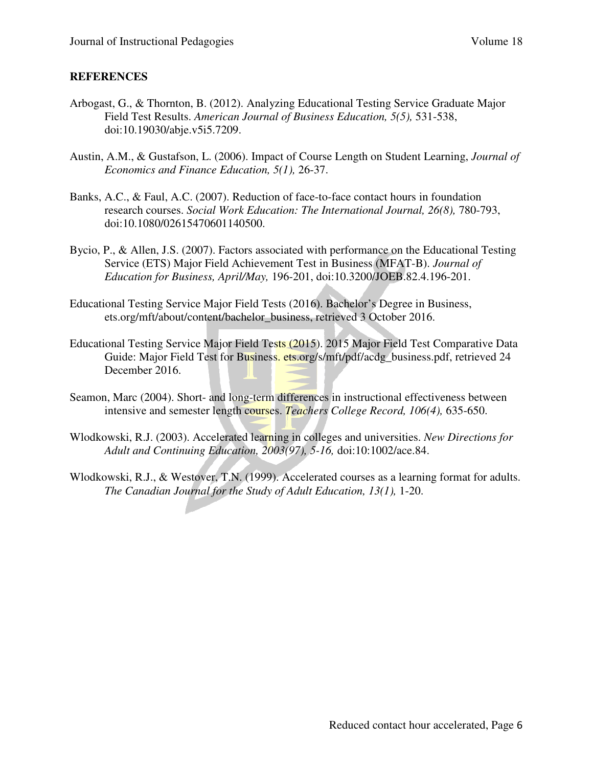**REFERENCES**

Arbogast, G., & Thornton, B. (2012). Analyzing Educational Testing Service Graduate Major Field Test Results. *American Journal of Business Education, 5(5),* 531-538, doi:10.19030/abje.v5i5.7209.

Austin, A.M., & Gustafson, L. (2006). Impact of Course Length on Student Learning, *Journal of Economics and Finance Education, 5(1),* 26-37.

Banks, A.C., & Faul, A.C. (2007). Reduction of face-to-face contact hours in foundation research courses. *Social Work Education: The International Journal, 26(8),* 780-793, doi:10.1080/02615470601140500.

Bycio, P., & Allen, J.S. (2007). Factors associated with performance on the Educational Testing Service (ETS) Major Field Achievement Test in Business (MFAT-B). *Journal of Education for Business, April/May,* 196-201, doi:10.3200/JOEB.82.4.196-201.

Educational Testing Service Major Field Tests (2016). Bachelor's Degree in Business, ets.org/mft/about/content/bachelor_business, retrieved 3 October 2016.

Educational Testing Service Major Field Tests (2015). 2015 Major Field Test Comparative Data Guide: Major Field Test for Business. ets.org/s/mft/pdf/acdg_business.pdf, retrieved 24 December 2016.

Seamon, Marc (2004). Short- and long-term differences in instructional effectiveness between intensive and semester length courses. *Teachers College Record, 106(4),* 635-650.

Wlodkowski, R.J. (2003). Accelerated learning in colleges and universities. *New Directions for Adult and Continuing Education, 2003(97), 5-16,* doi:10:1002/ace.84.

Wlodkowski, R.J., & Westover, T.N. (1999). Accelerated courses as a learning format for adults. *The Canadian Journal for the Study of Adult Education, 13(1),* 1-20.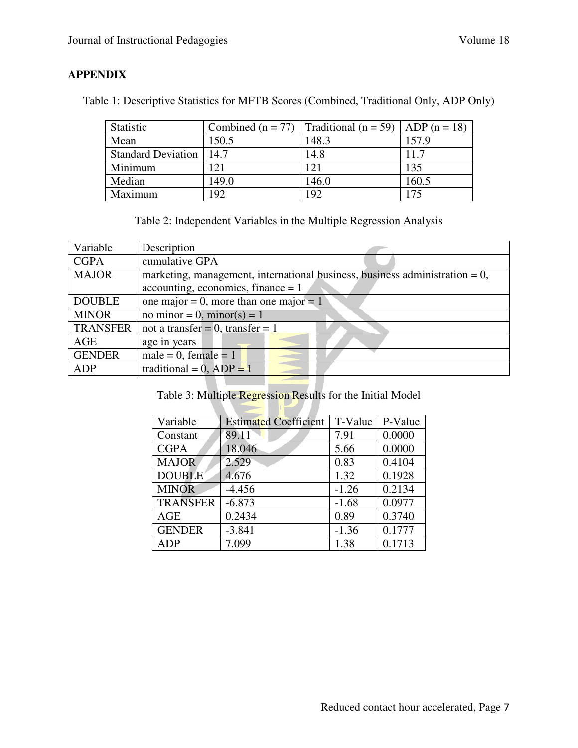## APPENDIX

Table 1: Descriptive Statistics for MFTB Scores (Combined, Traditional Only, ADP Only)

| Statistic | Combined (n = 77) | Traditional (n = 59) | ADP (n = 18) |
|---|---|---|---|
| Mean | 150.5 | 148.3 | 157.9 |
| Standard Deviation | 14.7 | 14.8 | 11.7 |
| Minimum | 121 | 121 | 135 |
| Median | 149.0 | 146.0 | 160.5 |
| Maximum | 192 | 192 | 175 |

Table 2: Independent Variables in the Multiple Regression Analysis

| Variable | Description |
|---|---|
| CGPA | cumulative GPA |
| MAJOR | marketing, management, international business, business administration = 0, accounting, economics, finance = 1 |
| DOUBLE | one major = 0, more than one major = 1 |
| MINOR | no minor = 0, minor(s) = 1 |
| TRANSFER | not a transfer = 0, transfer = 1 |
| AGE | age in years |
| GENDER | male = 0, female = 1 |
| ADP | traditional = 0, ADP = 1 |

Table 3: Multiple Regression Results for the Initial Model

| Variable | Estimated Coefficient | T-Value | P-Value |
|---|---|---|---|
| Constant | 89.11 | 7.91 | 0.0000 |
| CGPA | 18.046 | 5.66 | 0.0000 |
| MAJOR | 2.529 | 0.83 | 0.4104 |
| DOUBLE | 4.676 | 1.32 | 0.1928 |
| MINOR | -4.456 | -1.26 | 0.2134 |
| TRANSFER | -6.873 | -1.68 | 0.0977 |
| AGE | 0.2434 | 0.89 | 0.3740 |
| GENDER | -3.841 | -1.36 | 0.1777 |
| ADP | 7.099 | 1.38 | 0.1713 |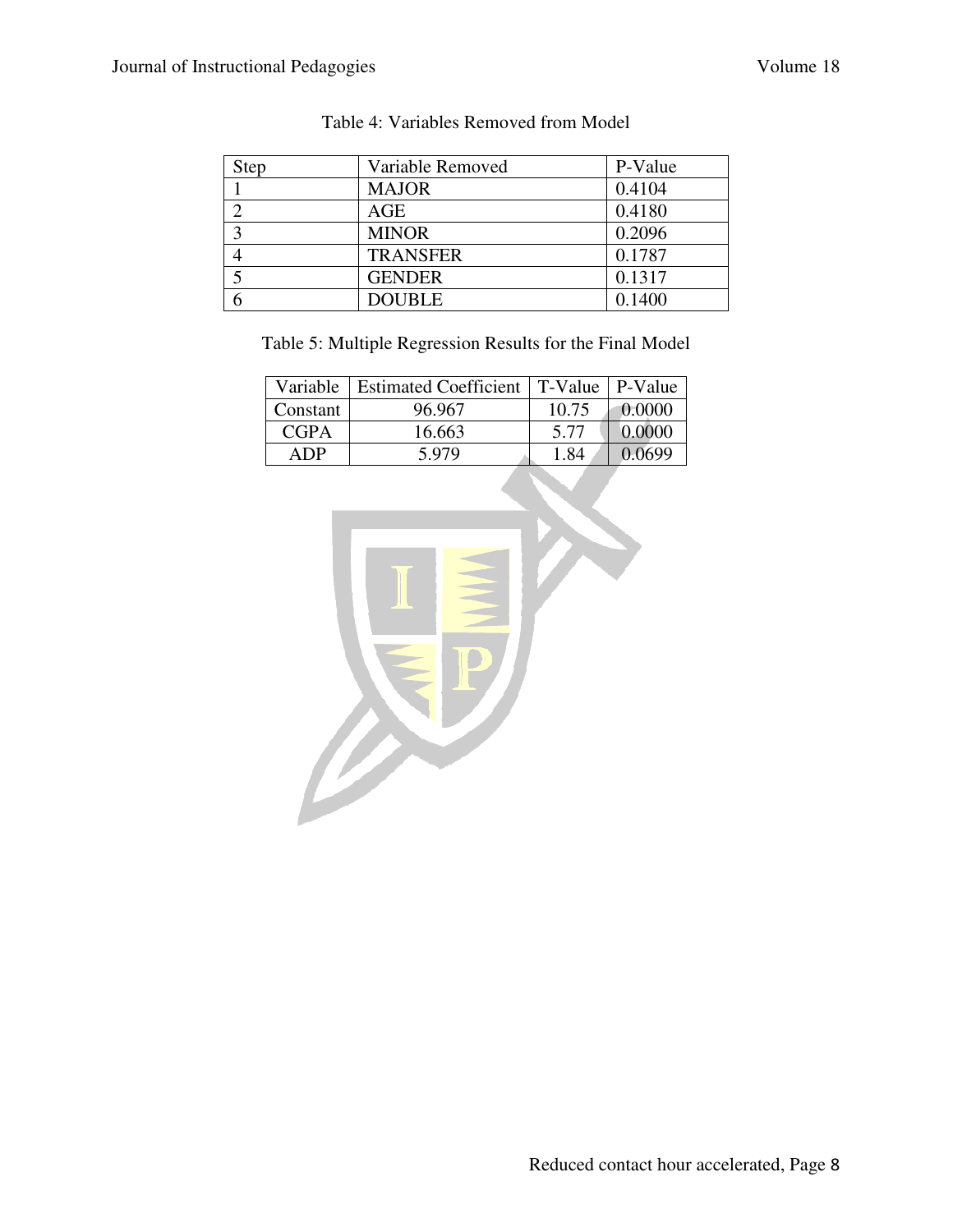Table 4: Variables Removed from Model

| Step | Variable Removed | P-Value |
|---|---|---|
| 1 | MAJOR | 0.4104 |
| 2 | AGE | 0.4180 |
| 3 | MINOR | 0.2096 |
| 4 | TRANSFER | 0.1787 |
| 5 | GENDER | 0.1317 |
| 6 | DOUBLE | 0.1400 |

Table 5: Multiple Regression Results for the Final Model

| Variable | Estimated Coefficient | T-Value | P-Value |
|---|---|---|---|
| Constant | 96.967 | 10.75 | 0.0000 |
| CGPA | 16.663 | 5.77 | 0.0000 |
| ADP | 5.979 | 1.84 | 0.0699 |